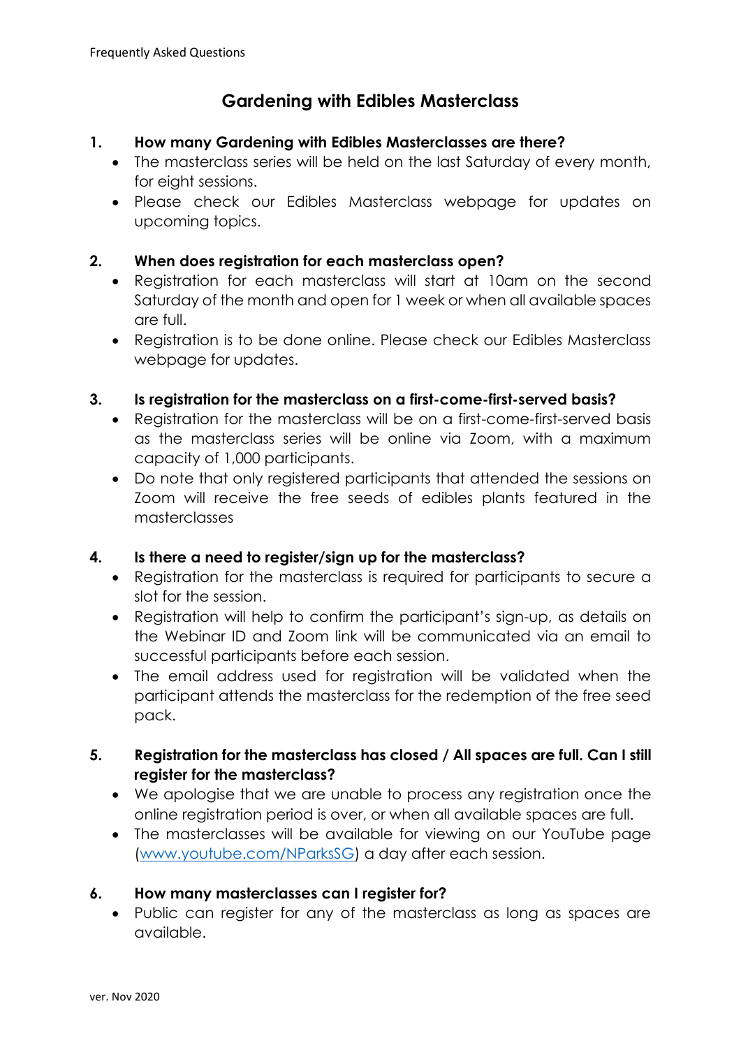# Gardening with Edibles Masterclass

**1. How many Gardening with Edibles Masterclasses are there?**

- The masterclass series will be held on the last Saturday of every month, for eight sessions.
- Please check our Edibles Masterclass webpage for updates on upcoming topics.

**2. When does registration for each masterclass open?**

- Registration for each masterclass will start at 10am on the second Saturday of the month and open for 1 week or when all available spaces are full.
- Registration is to be done online. Please check our Edibles Masterclass webpage for updates.

**3. Is registration for the masterclass on a first-come-first-served basis?**

- Registration for the masterclass will be on a first-come-first-served basis as the masterclass series will be online via Zoom, with a maximum capacity of 1,000 participants.
- Do note that only registered participants that attended the sessions on Zoom will receive the free seeds of edibles plants featured in the masterclasses

**4. Is there a need to register/sign up for the masterclass?**

- Registration for the masterclass is required for participants to secure a slot for the session.
- Registration will help to confirm the participant's sign-up, as details on the Webinar ID and Zoom link will be communicated via an email to successful participants before each session.
- The email address used for registration will be validated when the participant attends the masterclass for the redemption of the free seed pack.

**5. Registration for the masterclass has closed / All spaces are full. Can I still register for the masterclass?**

- We apologise that we are unable to process any registration once the online registration period is over, or when all available spaces are full.
- The masterclasses will be available for viewing on our YouTube page (www.youtube.com/NParksSG) a day after each session.

**6. How many masterclasses can I register for?**

- Public can register for any of the masterclass as long as spaces are available.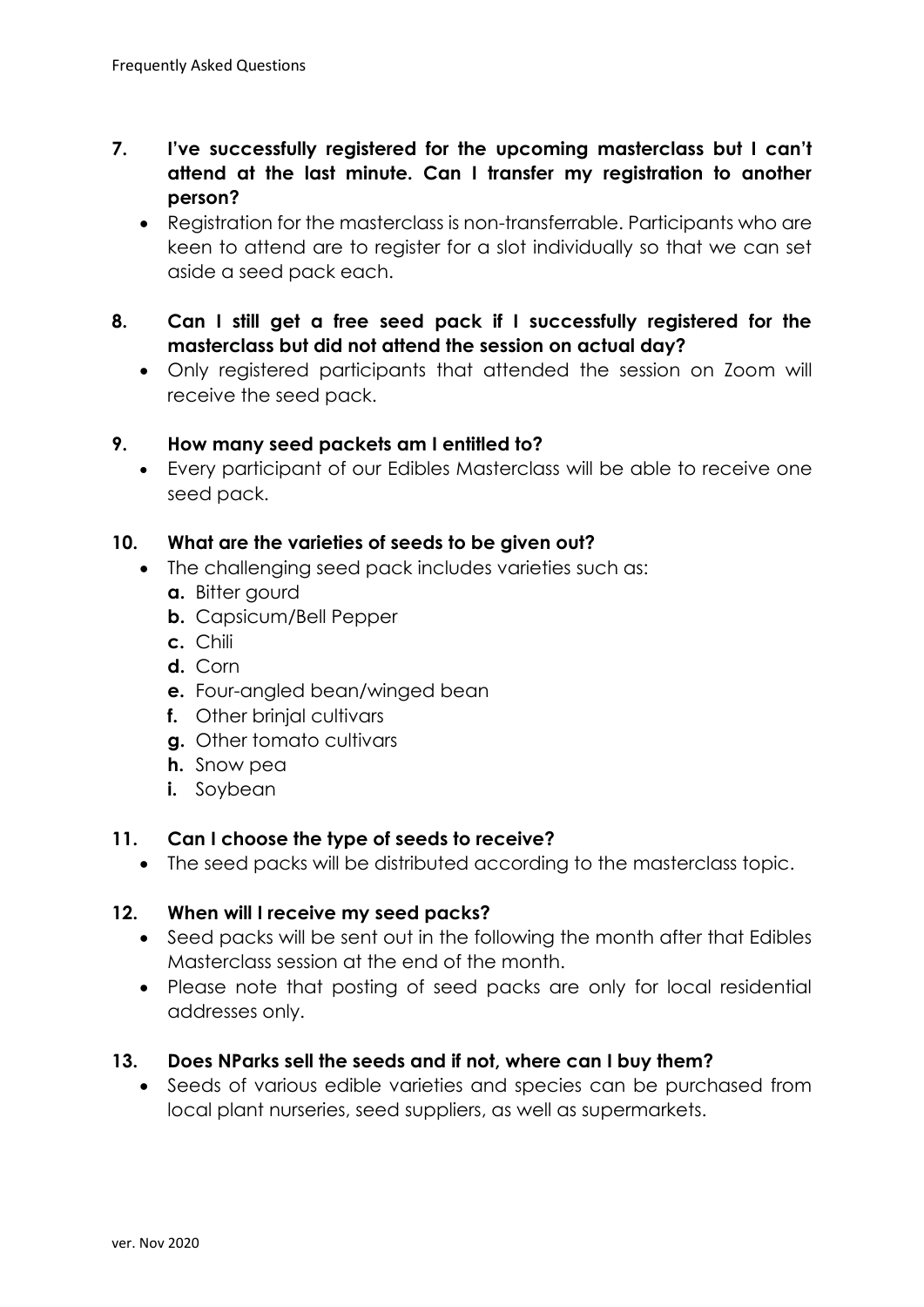7. **I've successfully registered for the upcoming masterclass but I can't attend at the last minute. Can I transfer my registration to another person?**
   - Registration for the masterclass is non-transferrable. Participants who are keen to attend are to register for a slot individually so that we can set aside a seed pack each.

8. **Can I still get a free seed pack if I successfully registered for the masterclass but did not attend the session on actual day?**
   - Only registered participants that attended the session on Zoom will receive the seed pack.

9. **How many seed packets am I entitled to?**
   - Every participant of our Edibles Masterclass will be able to receive one seed pack.

10. **What are the varieties of seeds to be given out?**
    - The challenging seed pack includes varieties such as:
      - **a.** Bitter gourd
      - **b.** Capsicum/Bell Pepper
      - **c.** Chili
      - **d.** Corn
      - **e.** Four-angled bean/winged bean
      - **f.** Other brinjal cultivars
      - **g.** Other tomato cultivars
      - **h.** Snow pea
      - **i.** Soybean

11. **Can I choose the type of seeds to receive?**
    - The seed packs will be distributed according to the masterclass topic.

12. **When will I receive my seed packs?**
    - Seed packs will be sent out in the following the month after that Edibles Masterclass session at the end of the month.
    - Please note that posting of seed packs are only for local residential addresses only.

13. **Does NParks sell the seeds and if not, where can I buy them?**
    - Seeds of various edible varieties and species can be purchased from local plant nurseries, seed suppliers, as well as supermarkets.